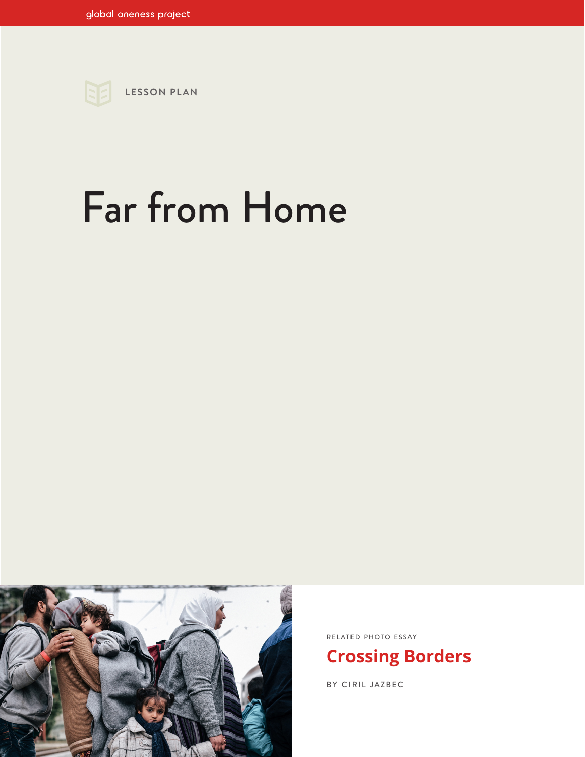global oneness project

LESSON PLAN

# Far from Home

RELATED PHOTO ESSAY

## Crossing Borders

BY CIRIL JAZBEC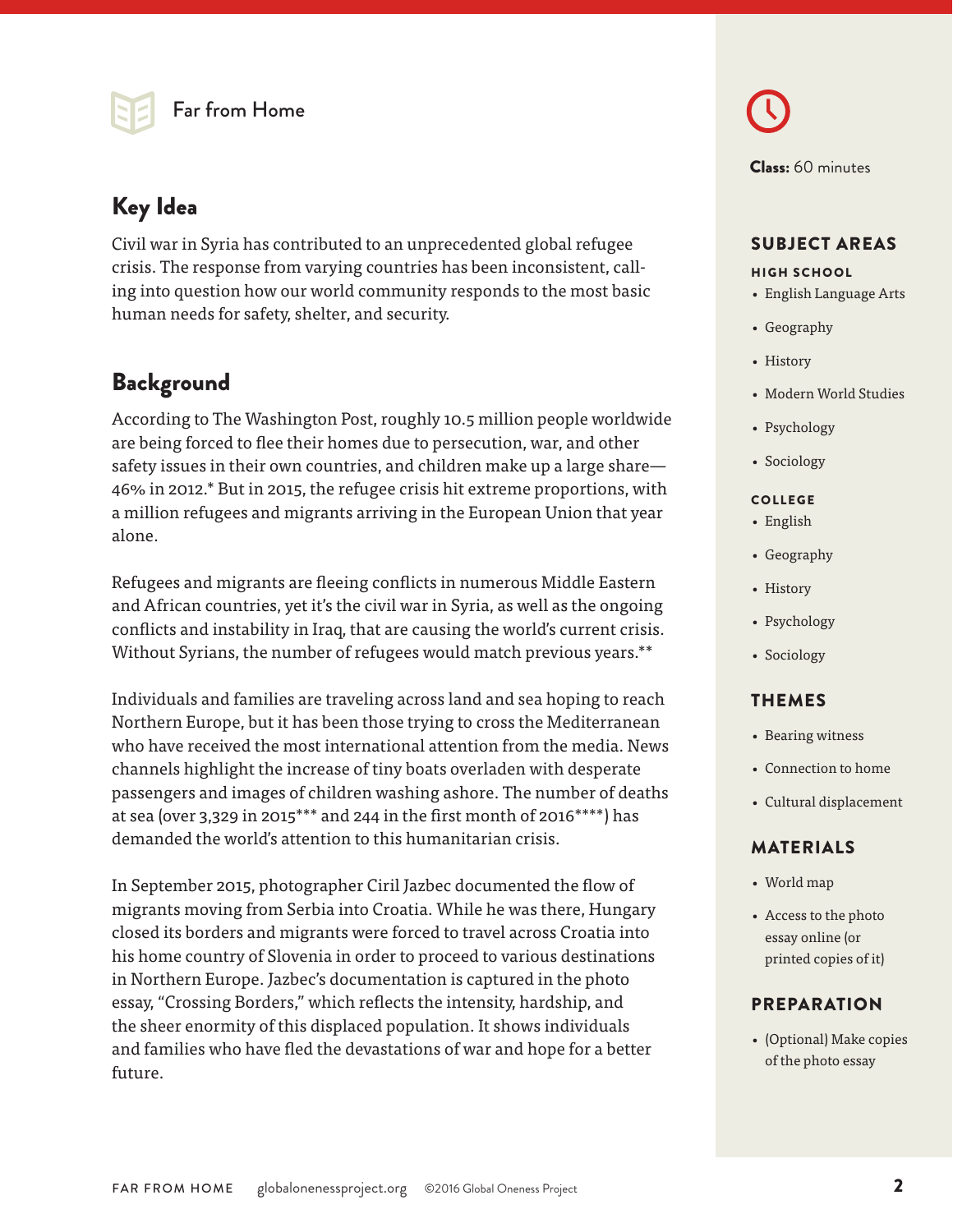Far from Home

## Key Idea

Civil war in Syria has contributed to an unprecedented global refugee crisis. The response from varying countries has been inconsistent, calling into question how our world community responds to the most basic human needs for safety, shelter, and security.

## Background

According to The Washington Post, roughly 10.5 million people worldwide are being forced to flee their homes due to persecution, war, and other safety issues in their own countries, and children make up a large share—46% in 2012.* But in 2015, the refugee crisis hit extreme proportions, with a million refugees and migrants arriving in the European Union that year alone.

Refugees and migrants are fleeing conflicts in numerous Middle Eastern and African countries, yet it's the civil war in Syria, as well as the ongoing conflicts and instability in Iraq, that are causing the world's current crisis. Without Syrians, the number of refugees would match previous years.**

Individuals and families are traveling across land and sea hoping to reach Northern Europe, but it has been those trying to cross the Mediterranean who have received the most international attention from the media. News channels highlight the increase of tiny boats overladen with desperate passengers and images of children washing ashore. The number of deaths at sea (over 3,329 in 2015*** and 244 in the first month of 2016****) has demanded the world's attention to this humanitarian crisis.

In September 2015, photographer Ciril Jazbec documented the flow of migrants moving from Serbia into Croatia. While he was there, Hungary closed its borders and migrants were forced to travel across Croatia into his home country of Slovenia in order to proceed to various destinations in Northern Europe. Jazbec's documentation is captured in the photo essay, "Crossing Borders," which reflects the intensity, hardship, and the sheer enormity of this displaced population. It shows individuals and families who have fled the devastations of war and hope for a better future.

**Class:** 60 minutes

## SUBJECT AREAS

### HIGH SCHOOL

- English Language Arts
- Geography
- History
- Modern World Studies
- Psychology
- Sociology

### COLLEGE

- English
- Geography
- History
- Psychology
- Sociology

## THEMES

- Bearing witness
- Connection to home
- Cultural displacement

## MATERIALS

- World map
- Access to the photo essay online (or printed copies of it)

## PREPARATION

- (Optional) Make copies of the photo essay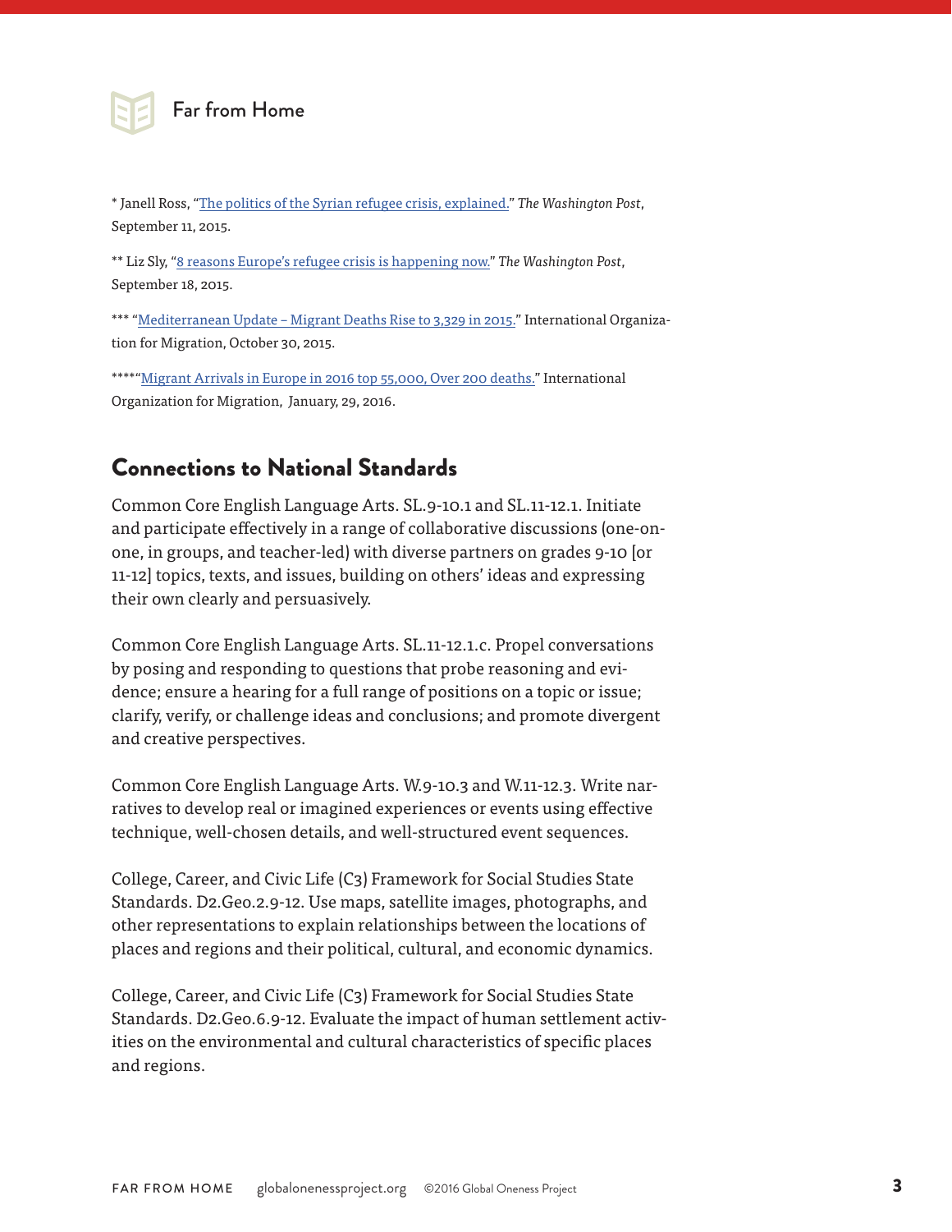* Janell Ross, "The politics of the Syrian refugee crisis, explained." *The Washington Post*, September 11, 2015.

** Liz Sly, "8 reasons Europe's refugee crisis is happening now." *The Washington Post*, September 18, 2015.

*** "Mediterranean Update – Migrant Deaths Rise to 3,329 in 2015." International Organization for Migration, October 30, 2015.

*****"Migrant Arrivals in Europe in 2016 top 55,000, Over 200 deaths." International Organization for Migration, January, 29, 2016.

## Connections to National Standards

Common Core English Language Arts. SL.9-10.1 and SL.11-12.1. Initiate and participate effectively in a range of collaborative discussions (one-on-one, in groups, and teacher-led) with diverse partners on grades 9-10 [or 11-12] topics, texts, and issues, building on others' ideas and expressing their own clearly and persuasively.

Common Core English Language Arts. SL.11-12.1.c. Propel conversations by posing and responding to questions that probe reasoning and evidence; ensure a hearing for a full range of positions on a topic or issue; clarify, verify, or challenge ideas and conclusions; and promote divergent and creative perspectives.

Common Core English Language Arts. W.9-10.3 and W.11-12.3. Write narratives to develop real or imagined experiences or events using effective technique, well-chosen details, and well-structured event sequences.

College, Career, and Civic Life (C3) Framework for Social Studies State Standards. D2.Geo.2.9-12. Use maps, satellite images, photographs, and other representations to explain relationships between the locations of places and regions and their political, cultural, and economic dynamics.

College, Career, and Civic Life (C3) Framework for Social Studies State Standards. D2.Geo.6.9-12. Evaluate the impact of human settlement activities on the environmental and cultural characteristics of specific places and regions.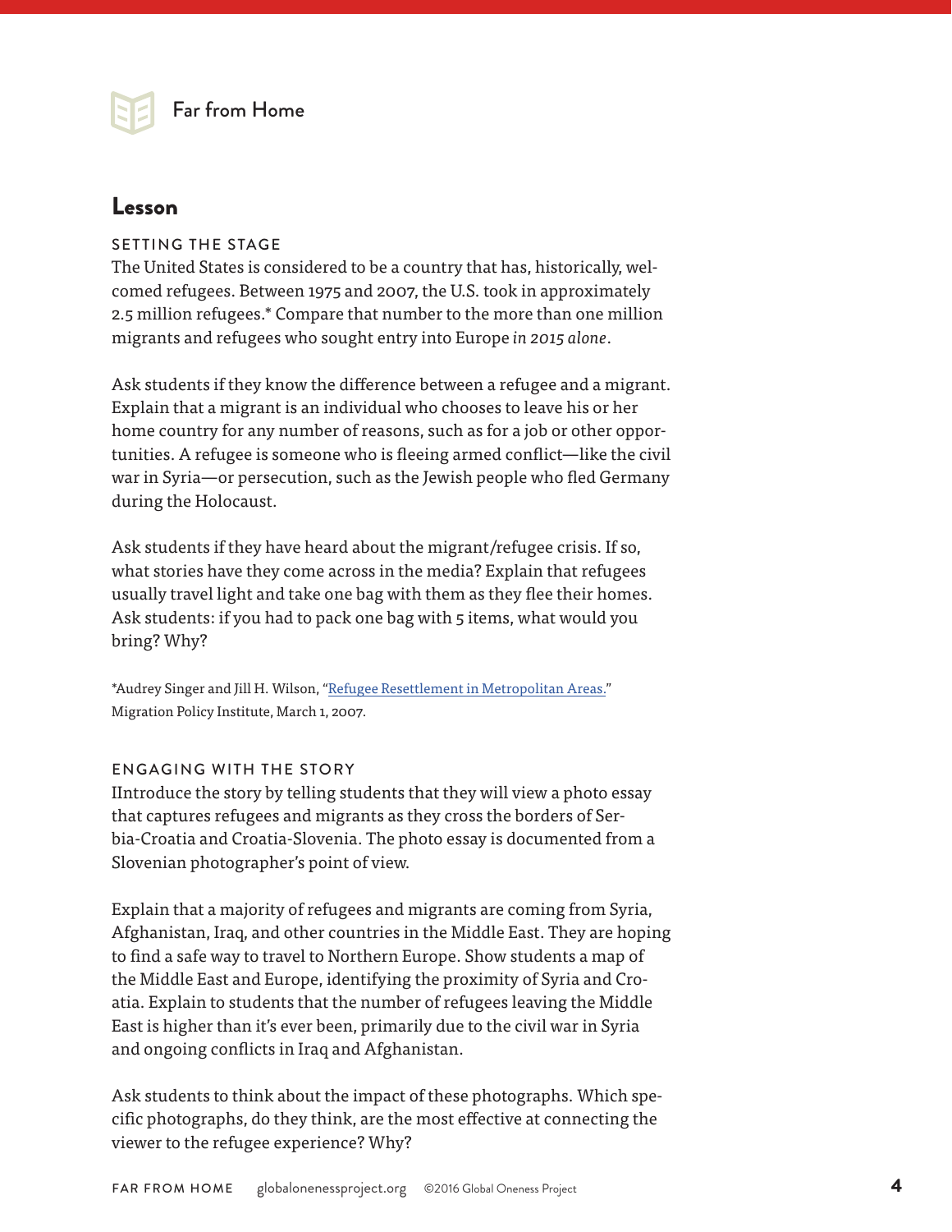# Lesson

SETTING THE STAGE

The United States is considered to be a country that has, historically, welcomed refugees. Between 1975 and 2007, the U.S. took in approximately 2.5 million refugees.* Compare that number to the more than one million migrants and refugees who sought entry into Europe *in 2015 alone*.

Ask students if they know the difference between a refugee and a migrant. Explain that a migrant is an individual who chooses to leave his or her home country for any number of reasons, such as for a job or other opportunities. A refugee is someone who is fleeing armed conflict—like the civil war in Syria—or persecution, such as the Jewish people who fled Germany during the Holocaust.

Ask students if they have heard about the migrant/refugee crisis. If so, what stories have they come across in the media? Explain that refugees usually travel light and take one bag with them as they flee their homes. Ask students: if you had to pack one bag with 5 items, what would you bring? Why?

*Audrey Singer and Jill H. Wilson, "Refugee Resettlement in Metropolitan Areas." Migration Policy Institute, March 1, 2007.

ENGAGING WITH THE STORY

IIntroduce the story by telling students that they will view a photo essay that captures refugees and migrants as they cross the borders of Serbia-Croatia and Croatia-Slovenia. The photo essay is documented from a Slovenian photographer's point of view.

Explain that a majority of refugees and migrants are coming from Syria, Afghanistan, Iraq, and other countries in the Middle East. They are hoping to find a safe way to travel to Northern Europe. Show students a map of the Middle East and Europe, identifying the proximity of Syria and Croatia. Explain to students that the number of refugees leaving the Middle East is higher than it's ever been, primarily due to the civil war in Syria and ongoing conflicts in Iraq and Afghanistan.

Ask students to think about the impact of these photographs. Which specific photographs, do they think, are the most effective at connecting the viewer to the refugee experience? Why?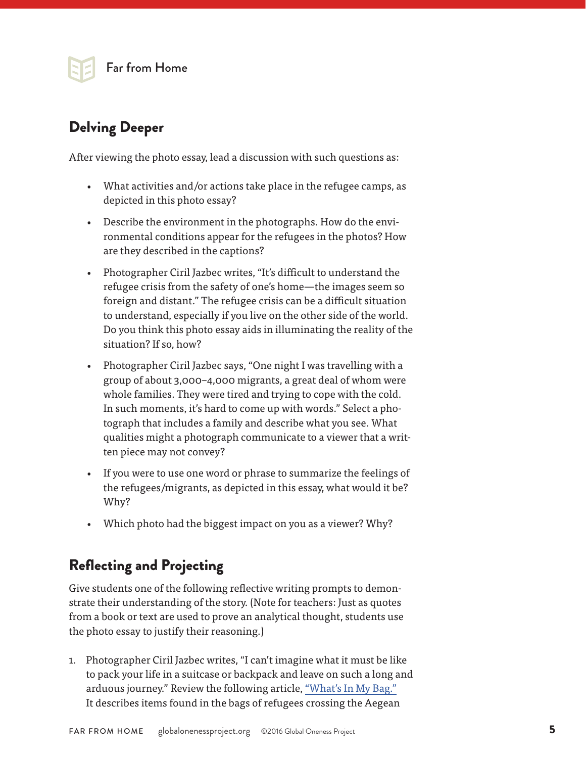Far from Home

## Delving Deeper

After viewing the photo essay, lead a discussion with such questions as:

- What activities and/or actions take place in the refugee camps, as depicted in this photo essay?
- Describe the environment in the photographs. How do the environmental conditions appear for the refugees in the photos? How are they described in the captions?
- Photographer Ciril Jazbec writes, "It's difficult to understand the refugee crisis from the safety of one's home—the images seem so foreign and distant." The refugee crisis can be a difficult situation to understand, especially if you live on the other side of the world. Do you think this photo essay aids in illuminating the reality of the situation? If so, how?
- Photographer Ciril Jazbec says, "One night I was travelling with a group of about 3,000–4,000 migrants, a great deal of whom were whole families. They were tired and trying to cope with the cold. In such moments, it's hard to come up with words." Select a photograph that includes a family and describe what you see. What qualities might a photograph communicate to a viewer that a written piece may not convey?
- If you were to use one word or phrase to summarize the feelings of the refugees/migrants, as depicted in this essay, what would it be? Why?
- Which photo had the biggest impact on you as a viewer? Why?

## Reflecting and Projecting

Give students one of the following reflective writing prompts to demonstrate their understanding of the story. (Note for teachers: Just as quotes from a book or text are used to prove an analytical thought, students use the photo essay to justify their reasoning.)

1. Photographer Ciril Jazbec writes, "I can't imagine what it must be like to pack your life in a suitcase or backpack and leave on such a long and arduous journey." Review the following article, "What's In My Bag." It describes items found in the bags of refugees crossing the Aegean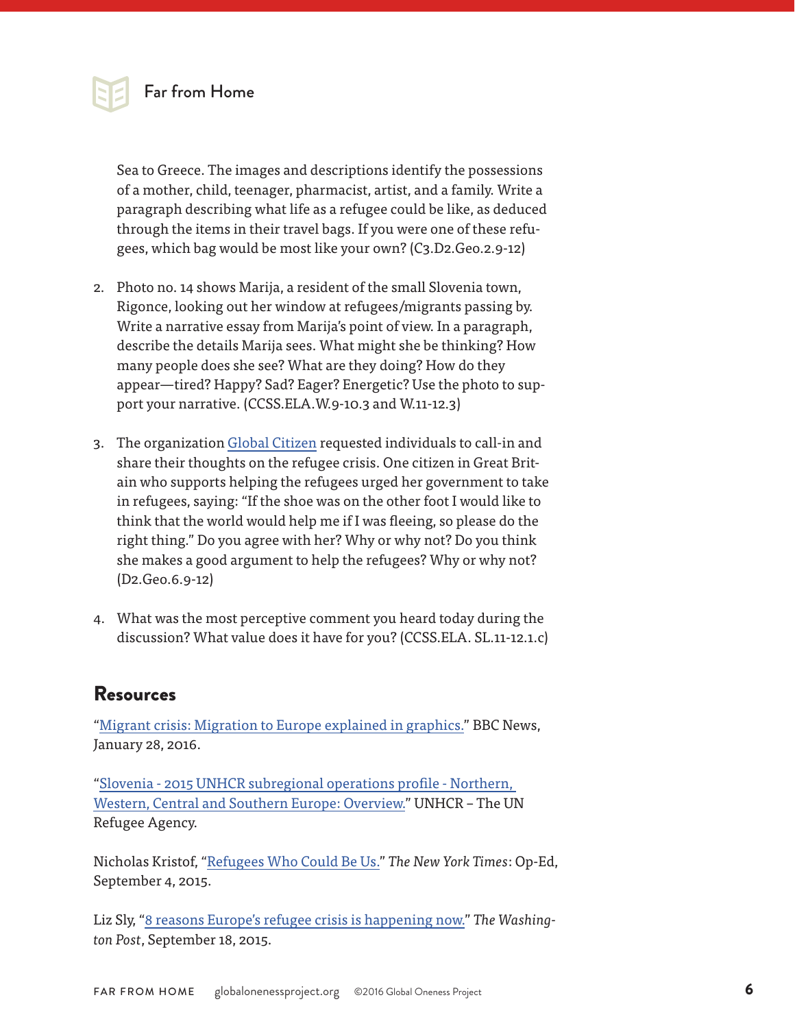Sea to Greece. The images and descriptions identify the possessions of a mother, child, teenager, pharmacist, artist, and a family. Write a paragraph describing what life as a refugee could be like, as deduced through the items in their travel bags. If you were one of these refugees, which bag would be most like your own? (C3.D2.Geo.2.9-12)

2. Photo no. 14 shows Marija, a resident of the small Slovenia town, Rigonce, looking out her window at refugees/migrants passing by. Write a narrative essay from Marija's point of view. In a paragraph, describe the details Marija sees. What might she be thinking? How many people does she see? What are they doing? How do they appear—tired? Happy? Sad? Eager? Energetic? Use the photo to support your narrative. (CCSS.ELA.W.9-10.3 and W.11-12.3)

3. The organization Global Citizen requested individuals to call-in and share their thoughts on the refugee crisis. One citizen in Great Britain who supports helping the refugees urged her government to take in refugees, saying: "If the shoe was on the other foot I would like to think that the world would help me if I was fleeing, so please do the right thing." Do you agree with her? Why or why not? Do you think she makes a good argument to help the refugees? Why or why not? (D2.Geo.6.9-12)

4. What was the most perceptive comment you heard today during the discussion? What value does it have for you? (CCSS.ELA. SL.11-12.1.c)

## Resources

"Migrant crisis: Migration to Europe explained in graphics." BBC News, January 28, 2016.

"Slovenia - 2015 UNHCR subregional operations profile - Northern, Western, Central and Southern Europe: Overview." UNHCR – The UN Refugee Agency.

Nicholas Kristof, "Refugees Who Could Be Us." *The New York Times*: Op-Ed, September 4, 2015.

Liz Sly, "8 reasons Europe's refugee crisis is happening now." *The Washington Post*, September 18, 2015.